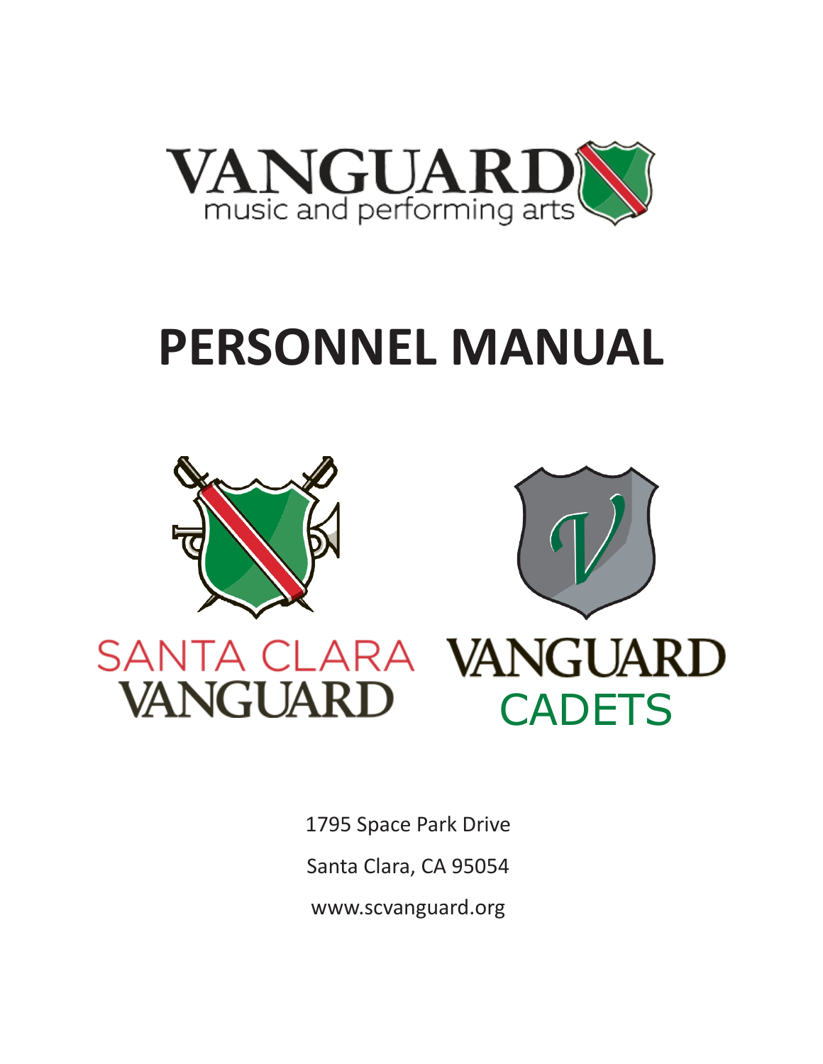VANGUARD
music and performing arts

# PERSONNEL MANUAL

SANTA CLARA VANGUARD

VANGUARD CADETS

1795 Space Park Drive

Santa Clara, CA 95054

www.scvanguard.org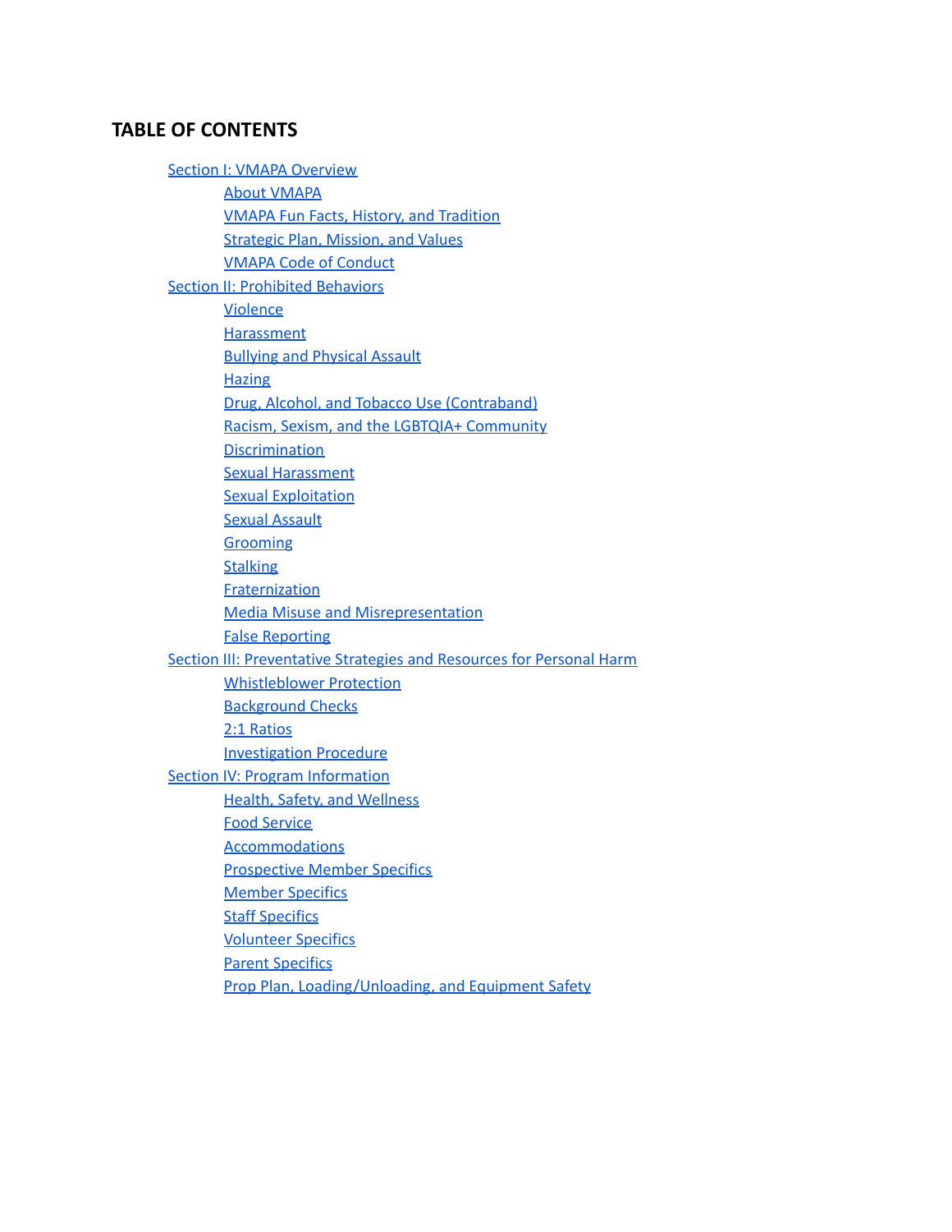## TABLE OF CONTENTS

- Section I: VMAPA Overview
  - About VMAPA
  - VMAPA Fun Facts, History, and Tradition
  - Strategic Plan, Mission, and Values
  - VMAPA Code of Conduct
- Section II: Prohibited Behaviors
  - Violence
  - Harassment
  - Bullying and Physical Assault
  - Hazing
  - Drug, Alcohol, and Tobacco Use (Contraband)
  - Racism, Sexism, and the LGBTQIA+ Community
  - Discrimination
  - Sexual Harassment
  - Sexual Exploitation
  - Sexual Assault
  - Grooming
  - Stalking
  - Fraternization
  - Media Misuse and Misrepresentation
  - False Reporting
- Section III: Preventative Strategies and Resources for Personal Harm
  - Whistleblower Protection
  - Background Checks
  - 2:1 Ratios
  - Investigation Procedure
- Section IV: Program Information
  - Health, Safety, and Wellness
  - Food Service
  - Accommodations
  - Prospective Member Specifics
  - Member Specifics
  - Staff Specifics
  - Volunteer Specifics
  - Parent Specifics
  - Prop Plan, Loading/Unloading, and Equipment Safety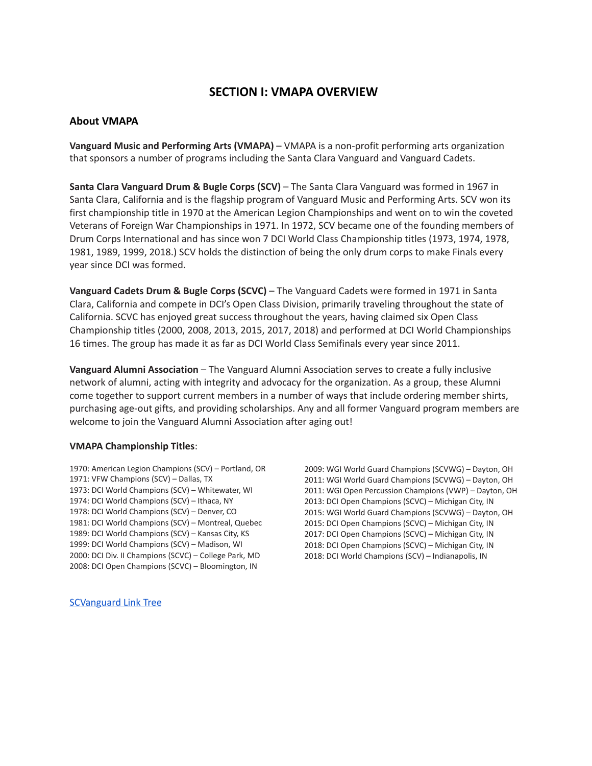# SECTION I: VMAPA OVERVIEW

## About VMAPA

**Vanguard Music and Performing Arts (VMAPA)** – VMAPA is a non-profit performing arts organization that sponsors a number of programs including the Santa Clara Vanguard and Vanguard Cadets.

**Santa Clara Vanguard Drum & Bugle Corps (SCV)** – The Santa Clara Vanguard was formed in 1967 in Santa Clara, California and is the flagship program of Vanguard Music and Performing Arts. SCV won its first championship title in 1970 at the American Legion Championships and went on to win the coveted Veterans of Foreign War Championships in 1971. In 1972, SCV became one of the founding members of Drum Corps International and has since won 7 DCI World Class Championship titles (1973, 1974, 1978, 1981, 1989, 1999, 2018.) SCV holds the distinction of being the only drum corps to make Finals every year since DCI was formed.

**Vanguard Cadets Drum & Bugle Corps (SCVC)** – The Vanguard Cadets were formed in 1971 in Santa Clara, California and compete in DCI's Open Class Division, primarily traveling throughout the state of California. SCVC has enjoyed great success throughout the years, having claimed six Open Class Championship titles (2000, 2008, 2013, 2015, 2017, 2018) and performed at DCI World Championships 16 times. The group has made it as far as DCI World Class Semifinals every year since 2011.

**Vanguard Alumni Association** – The Vanguard Alumni Association serves to create a fully inclusive network of alumni, acting with integrity and advocacy for the organization. As a group, these Alumni come together to support current members in a number of ways that include ordering member shirts, purchasing age-out gifts, and providing scholarships. Any and all former Vanguard program members are welcome to join the Vanguard Alumni Association after aging out!

**VMAPA Championship Titles**:

1970: American Legion Champions (SCV) – Portland, OR
1971: VFW Champions (SCV) – Dallas, TX
1973: DCI World Champions (SCV) – Whitewater, WI
1974: DCI World Champions (SCV) – Ithaca, NY
1978: DCI World Champions (SCV) – Denver, CO
1981: DCI World Champions (SCV) – Montreal, Quebec
1989: DCI World Champions (SCV) – Kansas City, KS
1999: DCI World Champions (SCV) – Madison, WI
2000: DCI Div. II Champions (SCVC) – College Park, MD
2008: DCI Open Champions (SCVC) – Bloomington, IN
2009: WGI World Guard Champions (SCVWG) – Dayton, OH
2011: WGI World Guard Champions (SCVWG) – Dayton, OH
2011: WGI Open Percussion Champions (VWP) – Dayton, OH
2013: DCI Open Champions (SCVC) – Michigan City, IN
2015: WGI World Guard Champions (SCVWG) – Dayton, OH
2015: DCI Open Champions (SCVC) – Michigan City, IN
2017: DCI Open Champions (SCVC) – Michigan City, IN
2018: DCI Open Champions (SCVC) – Michigan City, IN
2018: DCI World Champions (SCV) – Indianapolis, IN

SCVanguard Link Tree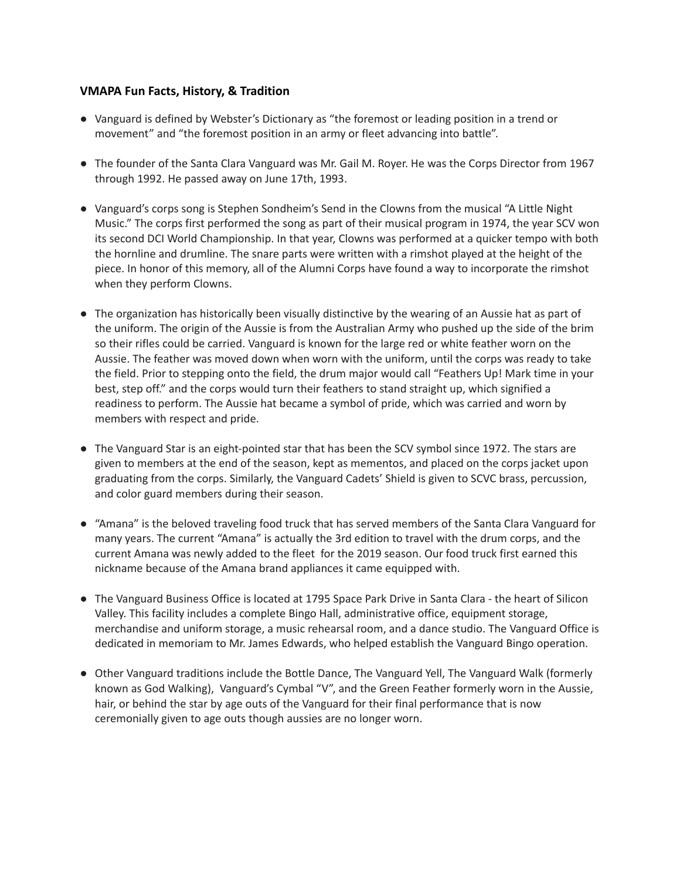**VMAPA Fun Facts, History, & Tradition**

- Vanguard is defined by Webster's Dictionary as "the foremost or leading position in a trend or movement" and "the foremost position in an army or fleet advancing into battle".

- The founder of the Santa Clara Vanguard was Mr. Gail M. Royer. He was the Corps Director from 1967 through 1992. He passed away on June 17th, 1993.

- Vanguard's corps song is Stephen Sondheim's Send in the Clowns from the musical "A Little Night Music." The corps first performed the song as part of their musical program in 1974, the year SCV won its second DCI World Championship. In that year, Clowns was performed at a quicker tempo with both the hornline and drumline. The snare parts were written with a rimshot played at the height of the piece. In honor of this memory, all of the Alumni Corps have found a way to incorporate the rimshot when they perform Clowns.

- The organization has historically been visually distinctive by the wearing of an Aussie hat as part of the uniform. The origin of the Aussie is from the Australian Army who pushed up the side of the brim so their rifles could be carried. Vanguard is known for the large red or white feather worn on the Aussie. The feather was moved down when worn with the uniform, until the corps was ready to take the field. Prior to stepping onto the field, the drum major would call "Feathers Up! Mark time in your best, step off." and the corps would turn their feathers to stand straight up, which signified a readiness to perform. The Aussie hat became a symbol of pride, which was carried and worn by members with respect and pride.

- The Vanguard Star is an eight-pointed star that has been the SCV symbol since 1972. The stars are given to members at the end of the season, kept as mementos, and placed on the corps jacket upon graduating from the corps. Similarly, the Vanguard Cadets' Shield is given to SCVC brass, percussion, and color guard members during their season.

- "Amana" is the beloved traveling food truck that has served members of the Santa Clara Vanguard for many years. The current "Amana" is actually the 3rd edition to travel with the drum corps, and the current Amana was newly added to the fleet for the 2019 season. Our food truck first earned this nickname because of the Amana brand appliances it came equipped with.

- The Vanguard Business Office is located at 1795 Space Park Drive in Santa Clara - the heart of Silicon Valley. This facility includes a complete Bingo Hall, administrative office, equipment storage, merchandise and uniform storage, a music rehearsal room, and a dance studio. The Vanguard Office is dedicated in memoriam to Mr. James Edwards, who helped establish the Vanguard Bingo operation.

- Other Vanguard traditions include the Bottle Dance, The Vanguard Yell, The Vanguard Walk (formerly known as God Walking), Vanguard's Cymbal "V", and the Green Feather formerly worn in the Aussie, hair, or behind the star by age outs of the Vanguard for their final performance that is now ceremonially given to age outs though aussies are no longer worn.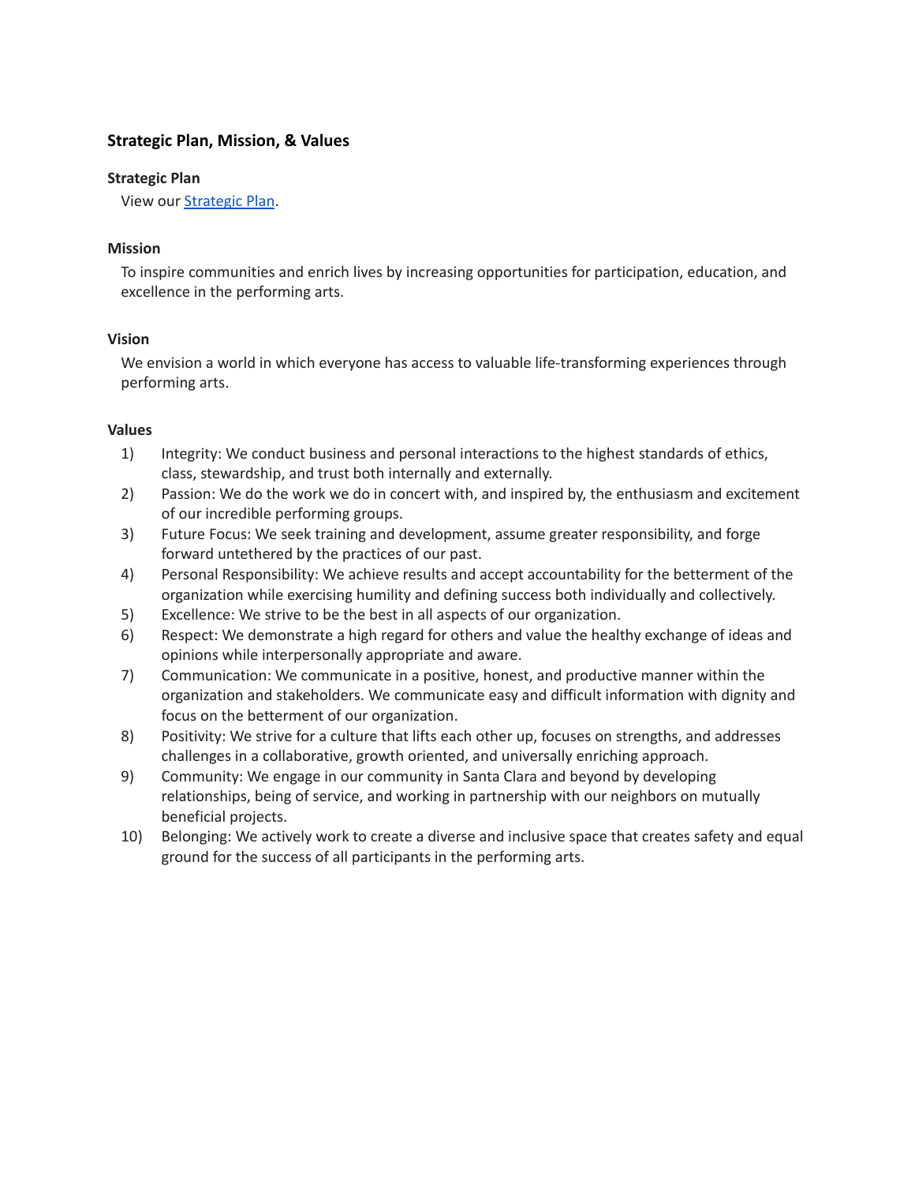## Strategic Plan, Mission, & Values

### Strategic Plan

View our [Strategic Plan].

### Mission

To inspire communities and enrich lives by increasing opportunities for participation, education, and excellence in the performing arts.

### Vision

We envision a world in which everyone has access to valuable life-transforming experiences through performing arts.

### Values

1) Integrity: We conduct business and personal interactions to the highest standards of ethics, class, stewardship, and trust both internally and externally.
2) Passion: We do the work we do in concert with, and inspired by, the enthusiasm and excitement of our incredible performing groups.
3) Future Focus: We seek training and development, assume greater responsibility, and forge forward untethered by the practices of our past.
4) Personal Responsibility: We achieve results and accept accountability for the betterment of the organization while exercising humility and defining success both individually and collectively.
5) Excellence: We strive to be the best in all aspects of our organization.
6) Respect: We demonstrate a high regard for others and value the healthy exchange of ideas and opinions while interpersonally appropriate and aware.
7) Communication: We communicate in a positive, honest, and productive manner within the organization and stakeholders. We communicate easy and difficult information with dignity and focus on the betterment of our organization.
8) Positivity: We strive for a culture that lifts each other up, focuses on strengths, and addresses challenges in a collaborative, growth oriented, and universally enriching approach.
9) Community: We engage in our community in Santa Clara and beyond by developing relationships, being of service, and working in partnership with our neighbors on mutually beneficial projects.
10) Belonging: We actively work to create a diverse and inclusive space that creates safety and equal ground for the success of all participants in the performing arts.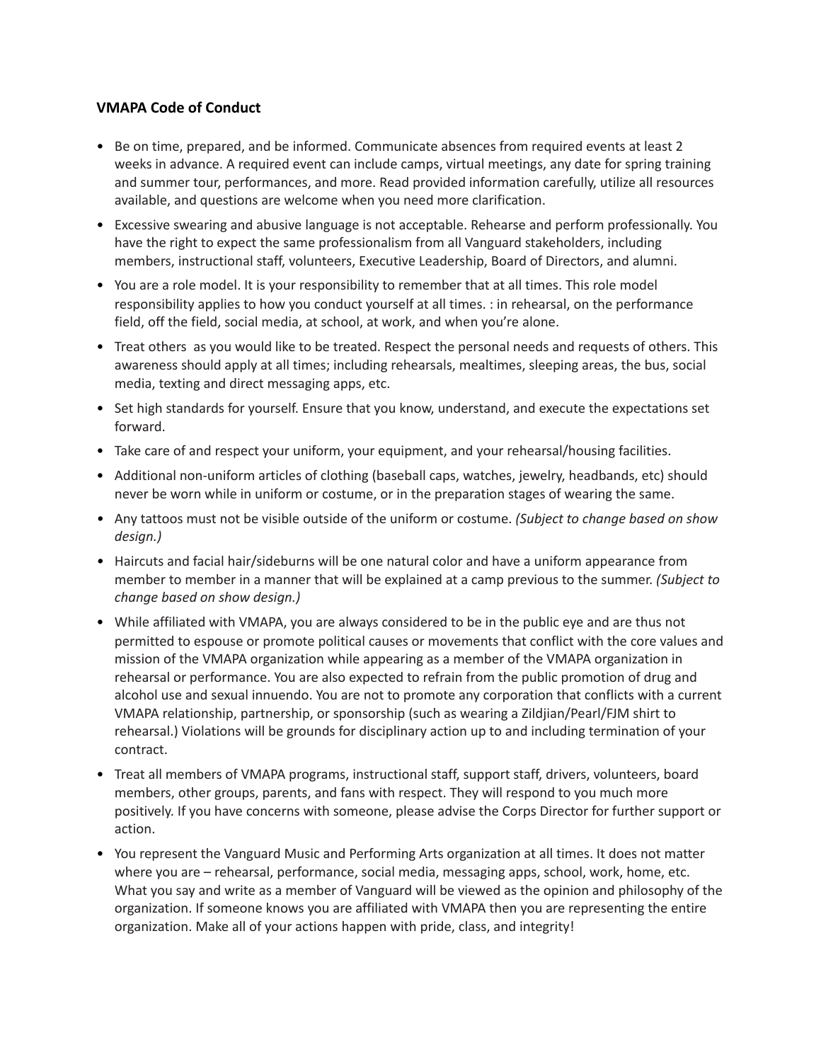**VMAPA Code of Conduct**

- Be on time, prepared, and be informed. Communicate absences from required events at least 2 weeks in advance. A required event can include camps, virtual meetings, any date for spring training and summer tour, performances, and more. Read provided information carefully, utilize all resources available, and questions are welcome when you need more clarification.
- Excessive swearing and abusive language is not acceptable. Rehearse and perform professionally. You have the right to expect the same professionalism from all Vanguard stakeholders, including members, instructional staff, volunteers, Executive Leadership, Board of Directors, and alumni.
- You are a role model. It is your responsibility to remember that at all times. This role model responsibility applies to how you conduct yourself at all times. : in rehearsal, on the performance field, off the field, social media, at school, at work, and when you're alone.
- Treat others as you would like to be treated. Respect the personal needs and requests of others. This awareness should apply at all times; including rehearsals, mealtimes, sleeping areas, the bus, social media, texting and direct messaging apps, etc.
- Set high standards for yourself. Ensure that you know, understand, and execute the expectations set forward.
- Take care of and respect your uniform, your equipment, and your rehearsal/housing facilities.
- Additional non-uniform articles of clothing (baseball caps, watches, jewelry, headbands, etc) should never be worn while in uniform or costume, or in the preparation stages of wearing the same.
- Any tattoos must not be visible outside of the uniform or costume. *(Subject to change based on show design.)*
- Haircuts and facial hair/sideburns will be one natural color and have a uniform appearance from member to member in a manner that will be explained at a camp previous to the summer. *(Subject to change based on show design.)*
- While affiliated with VMAPA, you are always considered to be in the public eye and are thus not permitted to espouse or promote political causes or movements that conflict with the core values and mission of the VMAPA organization while appearing as a member of the VMAPA organization in rehearsal or performance. You are also expected to refrain from the public promotion of drug and alcohol use and sexual innuendo. You are not to promote any corporation that conflicts with a current VMAPA relationship, partnership, or sponsorship (such as wearing a Zildjian/Pearl/FJM shirt to rehearsal.) Violations will be grounds for disciplinary action up to and including termination of your contract.
- Treat all members of VMAPA programs, instructional staff, support staff, drivers, volunteers, board members, other groups, parents, and fans with respect. They will respond to you much more positively. If you have concerns with someone, please advise the Corps Director for further support or action.
- You represent the Vanguard Music and Performing Arts organization at all times. It does not matter where you are – rehearsal, performance, social media, messaging apps, school, work, home, etc. What you say and write as a member of Vanguard will be viewed as the opinion and philosophy of the organization. If someone knows you are affiliated with VMAPA then you are representing the entire organization. Make all of your actions happen with pride, class, and integrity!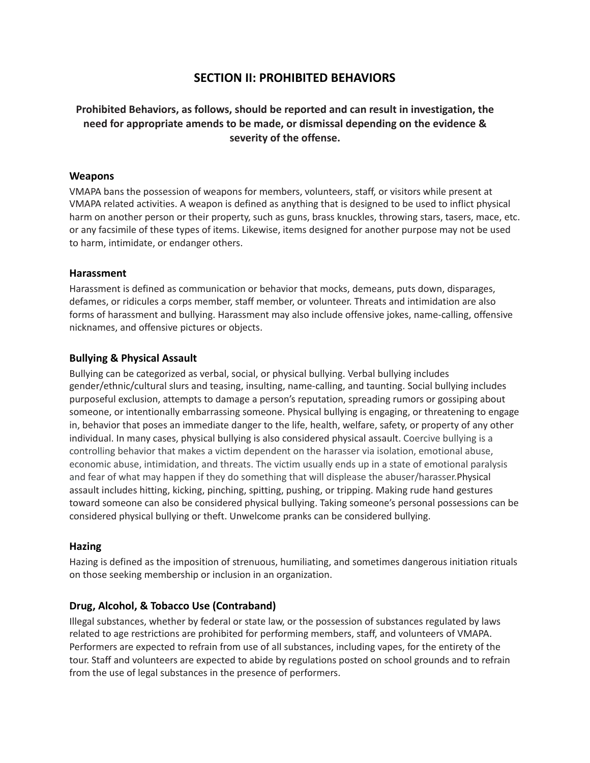# SECTION II: PROHIBITED BEHAVIORS

**Prohibited Behaviors, as follows, should be reported and can result in investigation, the need for appropriate amends to be made, or dismissal depending on the evidence & severity of the offense.**

### Weapons

VMAPA bans the possession of weapons for members, volunteers, staff, or visitors while present at VMAPA related activities. A weapon is defined as anything that is designed to be used to inflict physical harm on another person or their property, such as guns, brass knuckles, throwing stars, tasers, mace, etc. or any facsimile of these types of items. Likewise, items designed for another purpose may not be used to harm, intimidate, or endanger others.

### Harassment

Harassment is defined as communication or behavior that mocks, demeans, puts down, disparages, defames, or ridicules a corps member, staff member, or volunteer. Threats and intimidation are also forms of harassment and bullying. Harassment may also include offensive jokes, name-calling, offensive nicknames, and offensive pictures or objects.

### Bullying & Physical Assault

Bullying can be categorized as verbal, social, or physical bullying. Verbal bullying includes gender/ethnic/cultural slurs and teasing, insulting, name-calling, and taunting. Social bullying includes purposeful exclusion, attempts to damage a person's reputation, spreading rumors or gossiping about someone, or intentionally embarrassing someone. Physical bullying is engaging, or threatening to engage in, behavior that poses an immediate danger to the life, health, welfare, safety, or property of any other individual. In many cases, physical bullying is also considered physical assault. Coercive bullying is a controlling behavior that makes a victim dependent on the harasser via isolation, emotional abuse, economic abuse, intimidation, and threats. The victim usually ends up in a state of emotional paralysis and fear of what may happen if they do something that will displease the abuser/harasser.Physical assault includes hitting, kicking, pinching, spitting, pushing, or tripping. Making rude hand gestures toward someone can also be considered physical bullying. Taking someone's personal possessions can be considered physical bullying or theft. Unwelcome pranks can be considered bullying.

### Hazing

Hazing is defined as the imposition of strenuous, humiliating, and sometimes dangerous initiation rituals on those seeking membership or inclusion in an organization.

### Drug, Alcohol, & Tobacco Use (Contraband)

Illegal substances, whether by federal or state law, or the possession of substances regulated by laws related to age restrictions are prohibited for performing members, staff, and volunteers of VMAPA. Performers are expected to refrain from use of all substances, including vapes, for the entirety of the tour. Staff and volunteers are expected to abide by regulations posted on school grounds and to refrain from the use of legal substances in the presence of performers.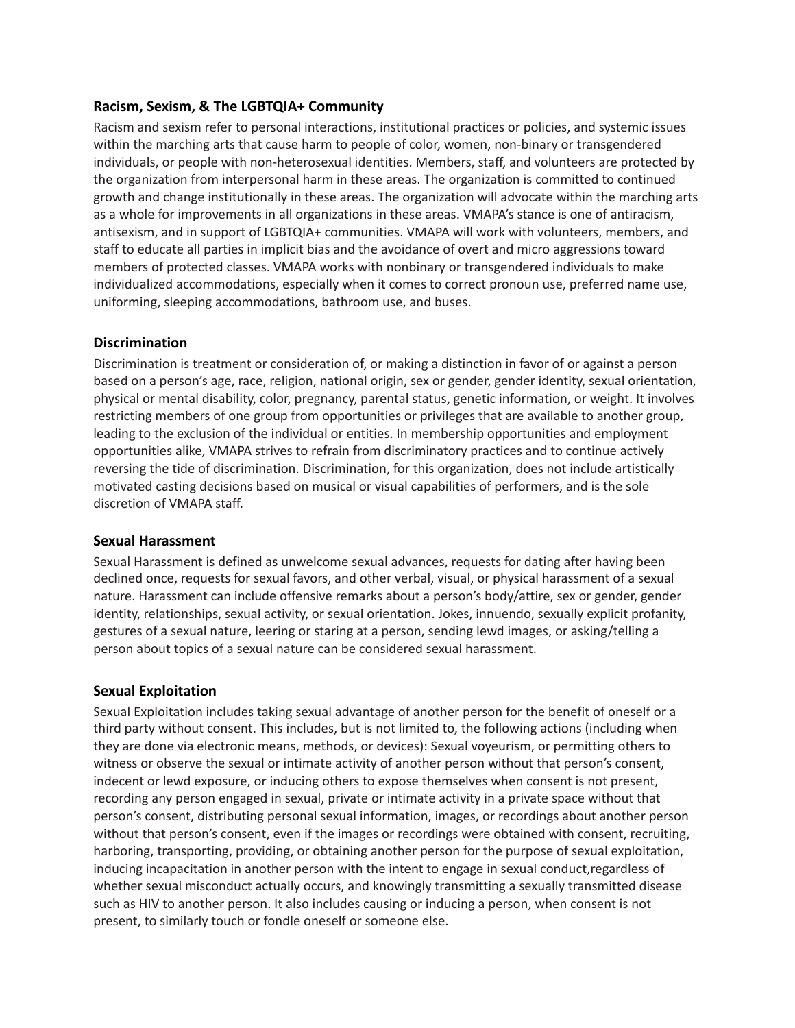### Racism, Sexism, & The LGBTQIA+ Community

Racism and sexism refer to personal interactions, institutional practices or policies, and systemic issues within the marching arts that cause harm to people of color, women, non-binary or transgendered individuals, or people with non-heterosexual identities. Members, staff, and volunteers are protected by the organization from interpersonal harm in these areas. The organization is committed to continued growth and change institutionally in these areas. The organization will advocate within the marching arts as a whole for improvements in all organizations in these areas. VMAPA's stance is one of antiracism, antisexism, and in support of LGBTQIA+ communities. VMAPA will work with volunteers, members, and staff to educate all parties in implicit bias and the avoidance of overt and micro aggressions toward members of protected classes. VMAPA works with nonbinary or transgendered individuals to make individualized accommodations, especially when it comes to correct pronoun use, preferred name use, uniforming, sleeping accommodations, bathroom use, and buses.

### Discrimination

Discrimination is treatment or consideration of, or making a distinction in favor of or against a person based on a person's age, race, religion, national origin, sex or gender, gender identity, sexual orientation, physical or mental disability, color, pregnancy, parental status, genetic information, or weight. It involves restricting members of one group from opportunities or privileges that are available to another group, leading to the exclusion of the individual or entities. In membership opportunities and employment opportunities alike, VMAPA strives to refrain from discriminatory practices and to continue actively reversing the tide of discrimination. Discrimination, for this organization, does not include artistically motivated casting decisions based on musical or visual capabilities of performers, and is the sole discretion of VMAPA staff.

### Sexual Harassment

Sexual Harassment is defined as unwelcome sexual advances, requests for dating after having been declined once, requests for sexual favors, and other verbal, visual, or physical harassment of a sexual nature. Harassment can include offensive remarks about a person's body/attire, sex or gender, gender identity, relationships, sexual activity, or sexual orientation. Jokes, innuendo, sexually explicit profanity, gestures of a sexual nature, leering or staring at a person, sending lewd images, or asking/telling a person about topics of a sexual nature can be considered sexual harassment.

### Sexual Exploitation

Sexual Exploitation includes taking sexual advantage of another person for the benefit of oneself or a third party without consent. This includes, but is not limited to, the following actions (including when they are done via electronic means, methods, or devices): Sexual voyeurism, or permitting others to witness or observe the sexual or intimate activity of another person without that person's consent, indecent or lewd exposure, or inducing others to expose themselves when consent is not present, recording any person engaged in sexual, private or intimate activity in a private space without that person's consent, distributing personal sexual information, images, or recordings about another person without that person's consent, even if the images or recordings were obtained with consent, recruiting, harboring, transporting, providing, or obtaining another person for the purpose of sexual exploitation, inducing incapacitation in another person with the intent to engage in sexual conduct,regardless of whether sexual misconduct actually occurs, and knowingly transmitting a sexually transmitted disease such as HIV to another person. It also includes causing or inducing a person, when consent is not present, to similarly touch or fondle oneself or someone else.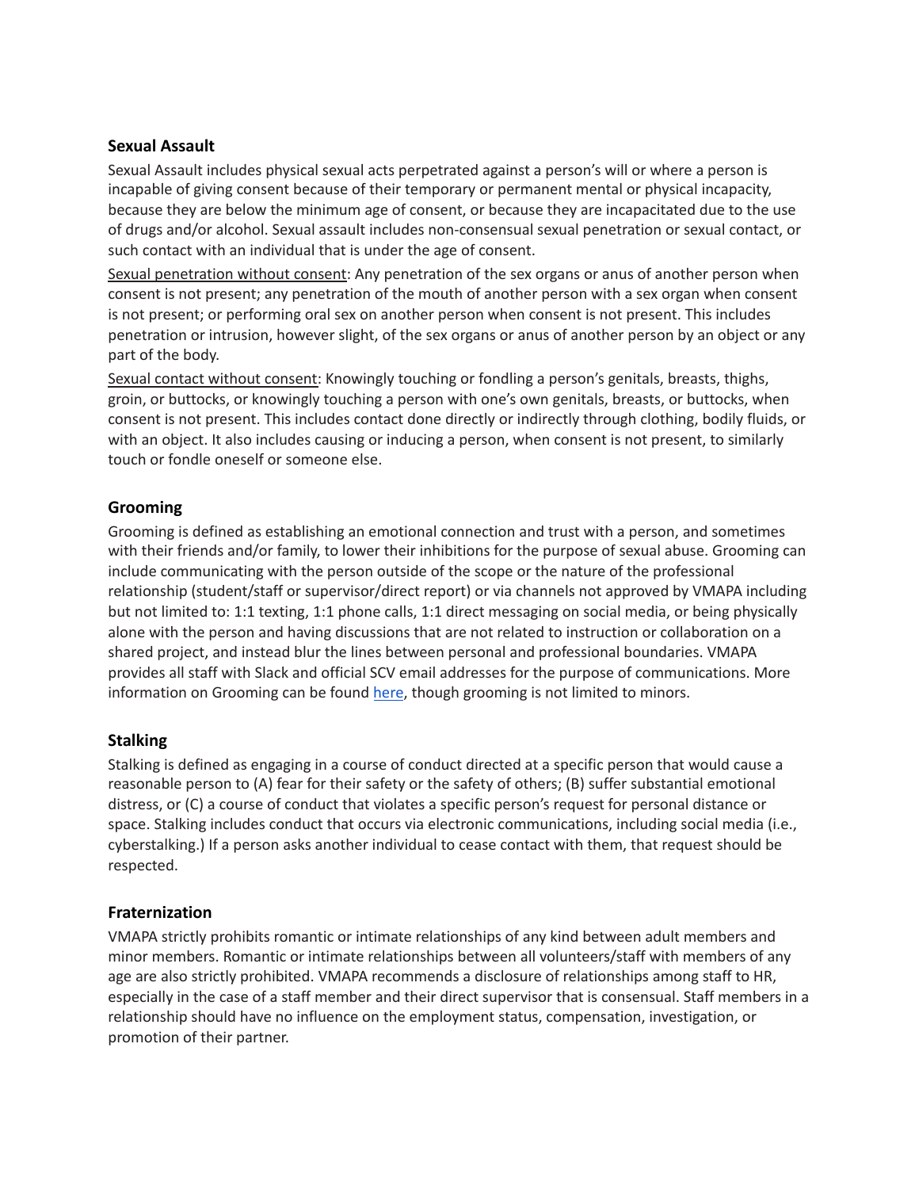### Sexual Assault

Sexual Assault includes physical sexual acts perpetrated against a person's will or where a person is incapable of giving consent because of their temporary or permanent mental or physical incapacity, because they are below the minimum age of consent, or because they are incapacitated due to the use of drugs and/or alcohol. Sexual assault includes non-consensual sexual penetration or sexual contact, or such contact with an individual that is under the age of consent.

<u>Sexual penetration without consent</u>: Any penetration of the sex organs or anus of another person when consent is not present; any penetration of the mouth of another person with a sex organ when consent is not present; or performing oral sex on another person when consent is not present. This includes penetration or intrusion, however slight, of the sex organs or anus of another person by an object or any part of the body.

<u>Sexual contact without consent</u>: Knowingly touching or fondling a person's genitals, breasts, thighs, groin, or buttocks, or knowingly touching a person with one's own genitals, breasts, or buttocks, when consent is not present. This includes contact done directly or indirectly through clothing, bodily fluids, or with an object. It also includes causing or inducing a person, when consent is not present, to similarly touch or fondle oneself or someone else.

### Grooming

Grooming is defined as establishing an emotional connection and trust with a person, and sometimes with their friends and/or family, to lower their inhibitions for the purpose of sexual abuse. Grooming can include communicating with the person outside of the scope or the nature of the professional relationship (student/staff or supervisor/direct report) or via channels not approved by VMAPA including but not limited to: 1:1 texting, 1:1 phone calls, 1:1 direct messaging on social media, or being physically alone with the person and having discussions that are not related to instruction or collaboration on a shared project, and instead blur the lines between personal and professional boundaries. VMAPA provides all staff with Slack and official SCV email addresses for the purpose of communications. More information on Grooming can be found here, though grooming is not limited to minors.

### Stalking

Stalking is defined as engaging in a course of conduct directed at a specific person that would cause a reasonable person to (A) fear for their safety or the safety of others; (B) suffer substantial emotional distress, or (C) a course of conduct that violates a specific person's request for personal distance or space. Stalking includes conduct that occurs via electronic communications, including social media (i.e., cyberstalking.) If a person asks another individual to cease contact with them, that request should be respected.

### Fraternization

VMAPA strictly prohibits romantic or intimate relationships of any kind between adult members and minor members. Romantic or intimate relationships between all volunteers/staff with members of any age are also strictly prohibited. VMAPA recommends a disclosure of relationships among staff to HR, especially in the case of a staff member and their direct supervisor that is consensual. Staff members in a relationship should have no influence on the employment status, compensation, investigation, or promotion of their partner.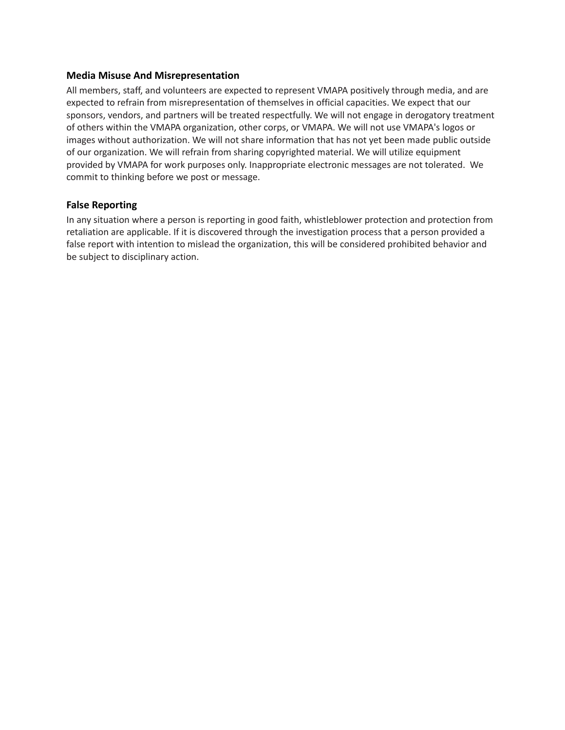### Media Misuse And Misrepresentation

All members, staff, and volunteers are expected to represent VMAPA positively through media, and are expected to refrain from misrepresentation of themselves in official capacities. We expect that our sponsors, vendors, and partners will be treated respectfully. We will not engage in derogatory treatment of others within the VMAPA organization, other corps, or VMAPA. We will not use VMAPA's logos or images without authorization. We will not share information that has not yet been made public outside of our organization. We will refrain from sharing copyrighted material. We will utilize equipment provided by VMAPA for work purposes only. Inappropriate electronic messages are not tolerated. We commit to thinking before we post or message.

### False Reporting

In any situation where a person is reporting in good faith, whistleblower protection and protection from retaliation are applicable. If it is discovered through the investigation process that a person provided a false report with intention to mislead the organization, this will be considered prohibited behavior and be subject to disciplinary action.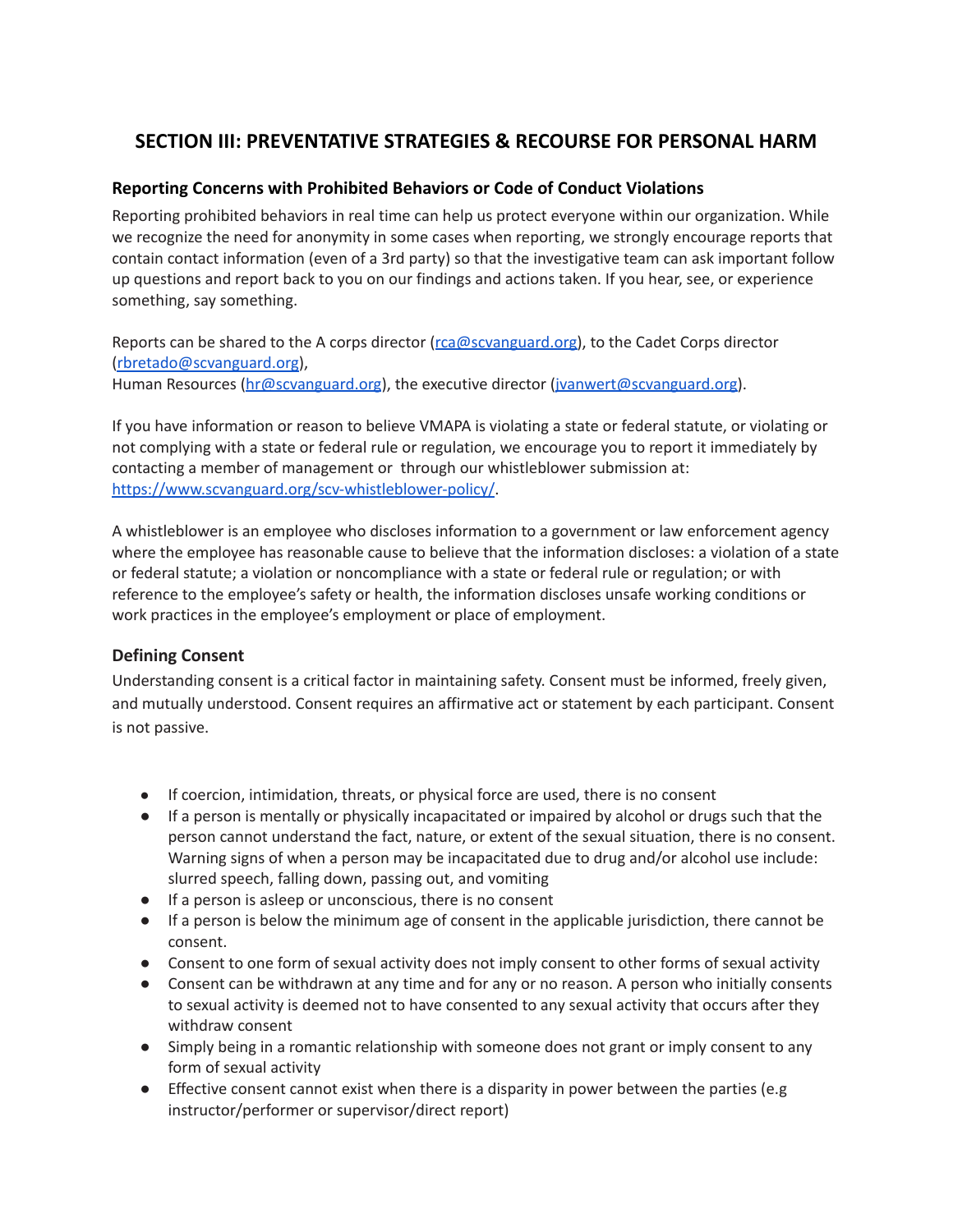## SECTION III: PREVENTATIVE STRATEGIES & RECOURSE FOR PERSONAL HARM

### Reporting Concerns with Prohibited Behaviors or Code of Conduct Violations

Reporting prohibited behaviors in real time can help us protect everyone within our organization. While we recognize the need for anonymity in some cases when reporting, we strongly encourage reports that contain contact information (even of a 3rd party) so that the investigative team can ask important follow up questions and report back to you on our findings and actions taken. If you hear, see, or experience something, say something.

Reports can be shared to the A corps director (rca@scvanguard.org), to the Cadet Corps director (rbretado@scvanguard.org),
Human Resources (hr@scvanguard.org), the executive director (jvanwert@scvanguard.org).

If you have information or reason to believe VMAPA is violating a state or federal statute, or violating or not complying with a state or federal rule or regulation, we encourage you to report it immediately by contacting a member of management or through our whistleblower submission at: https://www.scvanguard.org/scv-whistleblower-policy/.

A whistleblower is an employee who discloses information to a government or law enforcement agency where the employee has reasonable cause to believe that the information discloses: a violation of a state or federal statute; a violation or noncompliance with a state or federal rule or regulation; or with reference to the employee's safety or health, the information discloses unsafe working conditions or work practices in the employee's employment or place of employment.

### Defining Consent

Understanding consent is a critical factor in maintaining safety. Consent must be informed, freely given, and mutually understood. Consent requires an affirmative act or statement by each participant. Consent is not passive.

- If coercion, intimidation, threats, or physical force are used, there is no consent
- If a person is mentally or physically incapacitated or impaired by alcohol or drugs such that the person cannot understand the fact, nature, or extent of the sexual situation, there is no consent. Warning signs of when a person may be incapacitated due to drug and/or alcohol use include: slurred speech, falling down, passing out, and vomiting
- If a person is asleep or unconscious, there is no consent
- If a person is below the minimum age of consent in the applicable jurisdiction, there cannot be consent.
- Consent to one form of sexual activity does not imply consent to other forms of sexual activity
- Consent can be withdrawn at any time and for any or no reason. A person who initially consents to sexual activity is deemed not to have consented to any sexual activity that occurs after they withdraw consent
- Simply being in a romantic relationship with someone does not grant or imply consent to any form of sexual activity
- Effective consent cannot exist when there is a disparity in power between the parties (e.g instructor/performer or supervisor/direct report)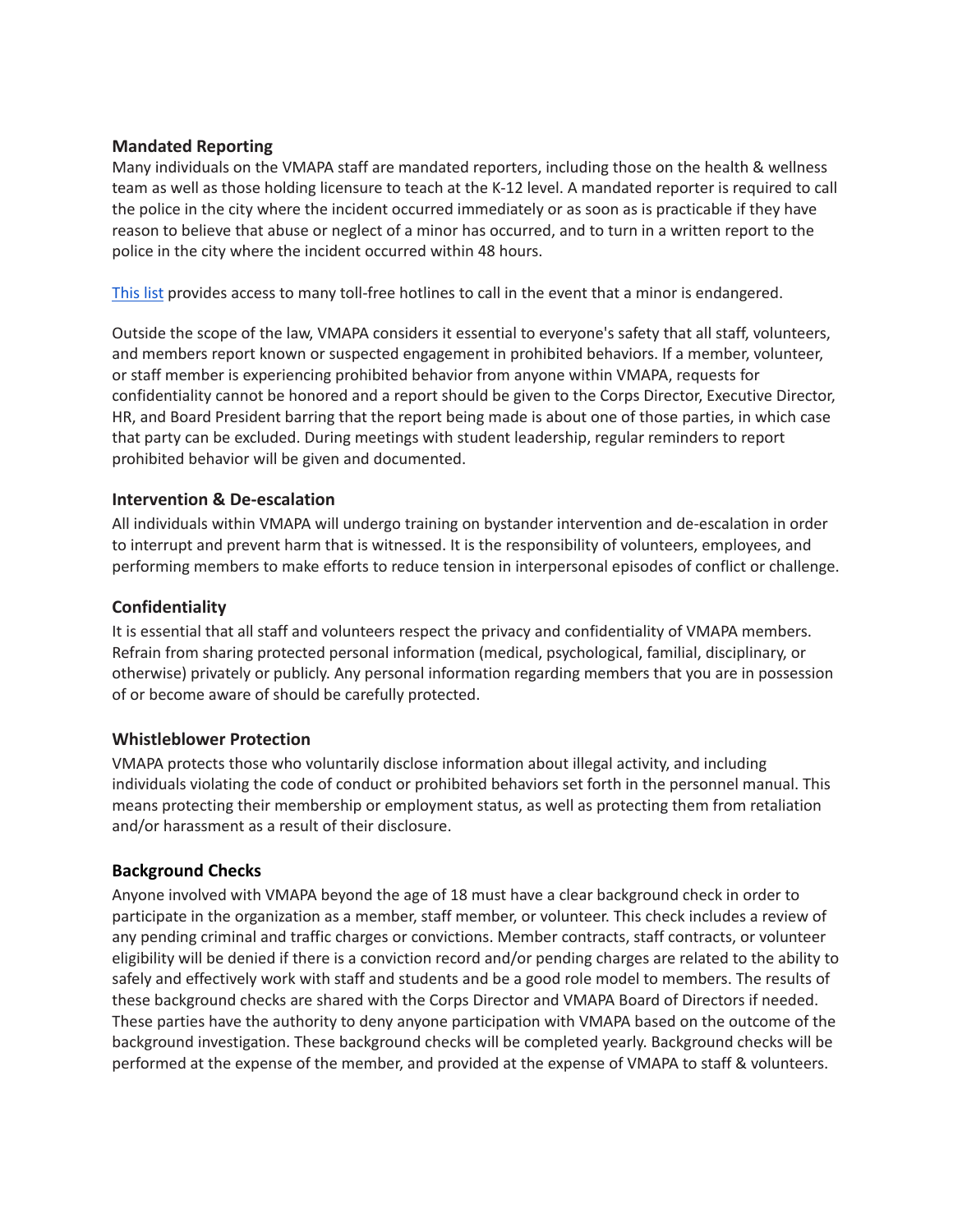### Mandated Reporting

Many individuals on the VMAPA staff are mandated reporters, including those on the health & wellness team as well as those holding licensure to teach at the K-12 level. A mandated reporter is required to call the police in the city where the incident occurred immediately or as soon as is practicable if they have reason to believe that abuse or neglect of a minor has occurred, and to turn in a written report to the police in the city where the incident occurred within 48 hours.

This list provides access to many toll-free hotlines to call in the event that a minor is endangered.

Outside the scope of the law, VMAPA considers it essential to everyone's safety that all staff, volunteers, and members report known or suspected engagement in prohibited behaviors. If a member, volunteer, or staff member is experiencing prohibited behavior from anyone within VMAPA, requests for confidentiality cannot be honored and a report should be given to the Corps Director, Executive Director, HR, and Board President barring that the report being made is about one of those parties, in which case that party can be excluded. During meetings with student leadership, regular reminders to report prohibited behavior will be given and documented.

### Intervention & De-escalation

All individuals within VMAPA will undergo training on bystander intervention and de-escalation in order to interrupt and prevent harm that is witnessed. It is the responsibility of volunteers, employees, and performing members to make efforts to reduce tension in interpersonal episodes of conflict or challenge.

### Confidentiality

It is essential that all staff and volunteers respect the privacy and confidentiality of VMAPA members. Refrain from sharing protected personal information (medical, psychological, familial, disciplinary, or otherwise) privately or publicly. Any personal information regarding members that you are in possession of or become aware of should be carefully protected.

### Whistleblower Protection

VMAPA protects those who voluntarily disclose information about illegal activity, and including individuals violating the code of conduct or prohibited behaviors set forth in the personnel manual. This means protecting their membership or employment status, as well as protecting them from retaliation and/or harassment as a result of their disclosure.

### Background Checks

Anyone involved with VMAPA beyond the age of 18 must have a clear background check in order to participate in the organization as a member, staff member, or volunteer. This check includes a review of any pending criminal and traffic charges or convictions. Member contracts, staff contracts, or volunteer eligibility will be denied if there is a conviction record and/or pending charges are related to the ability to safely and effectively work with staff and students and be a good role model to members. The results of these background checks are shared with the Corps Director and VMAPA Board of Directors if needed. These parties have the authority to deny anyone participation with VMAPA based on the outcome of the background investigation. These background checks will be completed yearly. Background checks will be performed at the expense of the member, and provided at the expense of VMAPA to staff & volunteers.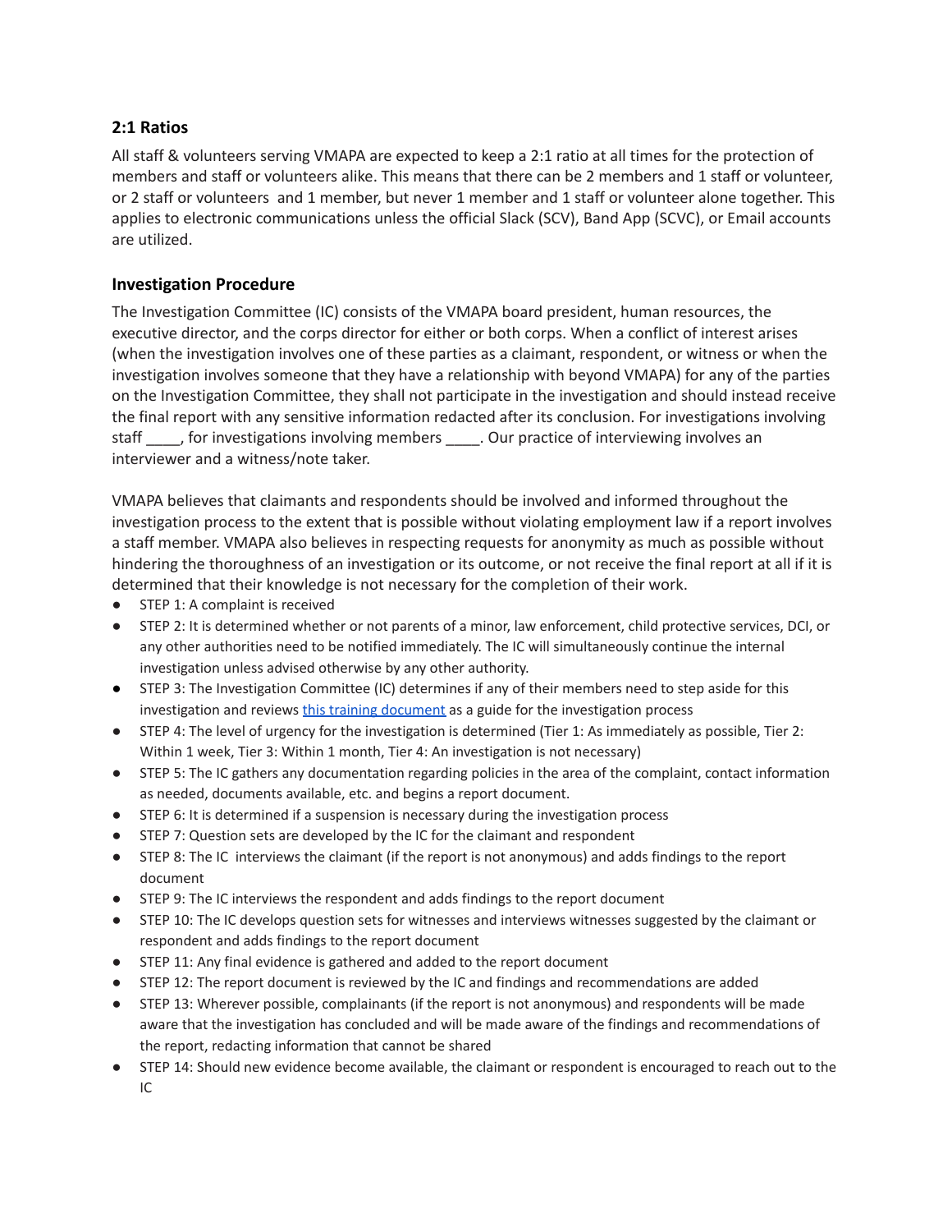### 2:1 Ratios

All staff & volunteers serving VMAPA are expected to keep a 2:1 ratio at all times for the protection of members and staff or volunteers alike. This means that there can be 2 members and 1 staff or volunteer, or 2 staff or volunteers and 1 member, but never 1 member and 1 staff or volunteer alone together. This applies to electronic communications unless the official Slack (SCV), Band App (SCVC), or Email accounts are utilized.

### Investigation Procedure

The Investigation Committee (IC) consists of the VMAPA board president, human resources, the executive director, and the corps director for either or both corps. When a conflict of interest arises (when the investigation involves one of these parties as a claimant, respondent, or witness or when the investigation involves someone that they have a relationship with beyond VMAPA) for any of the parties on the Investigation Committee, they shall not participate in the investigation and should instead receive the final report with any sensitive information redacted after its conclusion. For investigations involving staff ____, for investigations involving members ____. Our practice of interviewing involves an interviewer and a witness/note taker.

VMAPA believes that claimants and respondents should be involved and informed throughout the investigation process to the extent that is possible without violating employment law if a report involves a staff member. VMAPA also believes in respecting requests for anonymity as much as possible without hindering the thoroughness of an investigation or its outcome, or not receive the final report at all if it is determined that their knowledge is not necessary for the completion of their work.

- STEP 1: A complaint is received
- STEP 2: It is determined whether or not parents of a minor, law enforcement, child protective services, DCI, or any other authorities need to be notified immediately. The IC will simultaneously continue the internal investigation unless advised otherwise by any other authority.
- STEP 3: The Investigation Committee (IC) determines if any of their members need to step aside for this investigation and reviews [this training document]() as a guide for the investigation process
- STEP 4: The level of urgency for the investigation is determined (Tier 1: As immediately as possible, Tier 2: Within 1 week, Tier 3: Within 1 month, Tier 4: An investigation is not necessary)
- STEP 5: The IC gathers any documentation regarding policies in the area of the complaint, contact information as needed, documents available, etc. and begins a report document.
- STEP 6: It is determined if a suspension is necessary during the investigation process
- STEP 7: Question sets are developed by the IC for the claimant and respondent
- STEP 8: The IC interviews the claimant (if the report is not anonymous) and adds findings to the report document
- STEP 9: The IC interviews the respondent and adds findings to the report document
- STEP 10: The IC develops question sets for witnesses and interviews witnesses suggested by the claimant or respondent and adds findings to the report document
- STEP 11: Any final evidence is gathered and added to the report document
- STEP 12: The report document is reviewed by the IC and findings and recommendations are added
- STEP 13: Wherever possible, complainants (if the report is not anonymous) and respondents will be made aware that the investigation has concluded and will be made aware of the findings and recommendations of the report, redacting information that cannot be shared
- STEP 14: Should new evidence become available, the claimant or respondent is encouraged to reach out to the IC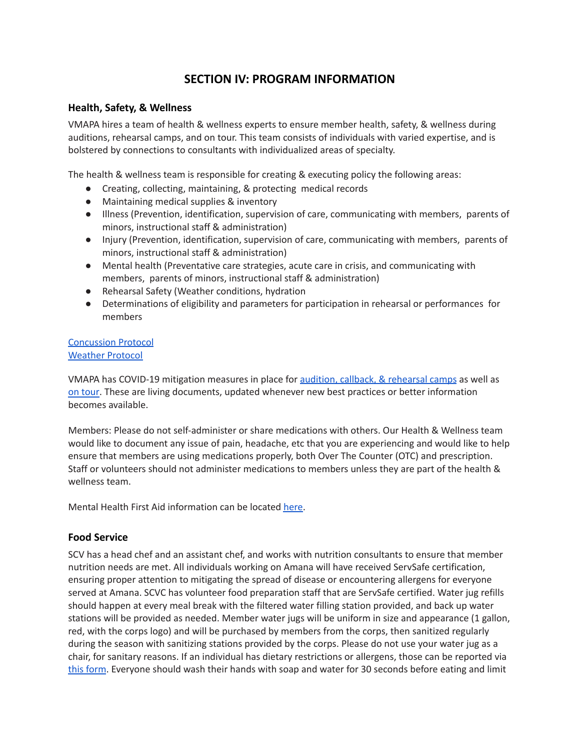# SECTION IV: PROGRAM INFORMATION

## Health, Safety, & Wellness

VMAPA hires a team of health & wellness experts to ensure member health, safety, & wellness during auditions, rehearsal camps, and on tour. This team consists of individuals with varied expertise, and is bolstered by connections to consultants with individualized areas of specialty.

The health & wellness team is responsible for creating & executing policy the following areas:

- Creating, collecting, maintaining, & protecting medical records
- Maintaining medical supplies & inventory
- Illness (Prevention, identification, supervision of care, communicating with members, parents of minors, instructional staff & administration)
- Injury (Prevention, identification, supervision of care, communicating with members, parents of minors, instructional staff & administration)
- Mental health (Preventative care strategies, acute care in crisis, and communicating with members, parents of minors, instructional staff & administration)
- Rehearsal Safety (Weather conditions, hydration
- Determinations of eligibility and parameters for participation in rehearsal or performances for members

[Concussion Protocol](#)
[Weather Protocol](#)

VMAPA has COVID-19 mitigation measures in place for [audition, callback, & rehearsal camps](#) as well as [on tour](#). These are living documents, updated whenever new best practices or better information becomes available.

Members: Please do not self-administer or share medications with others. Our Health & Wellness team would like to document any issue of pain, headache, etc that you are experiencing and would like to help ensure that members are using medications properly, both Over The Counter (OTC) and prescription. Staff or volunteers should not administer medications to members unless they are part of the health & wellness team.

Mental Health First Aid information can be located [here](#).

## Food Service

SCV has a head chef and an assistant chef, and works with nutrition consultants to ensure that member nutrition needs are met. All individuals working on Amana will have received ServSafe certification, ensuring proper attention to mitigating the spread of disease or encountering allergens for everyone served at Amana. SCVC has volunteer food preparation staff that are ServSafe certified. Water jug refills should happen at every meal break with the filtered water filling station provided, and back up water stations will be provided as needed. Member water jugs will be uniform in size and appearance (1 gallon, red, with the corps logo) and will be purchased by members from the corps, then sanitized regularly during the season with sanitizing stations provided by the corps. Please do not use your water jug as a chair, for sanitary reasons. If an individual has dietary restrictions or allergens, those can be reported via [this form](#). Everyone should wash their hands with soap and water for 30 seconds before eating and limit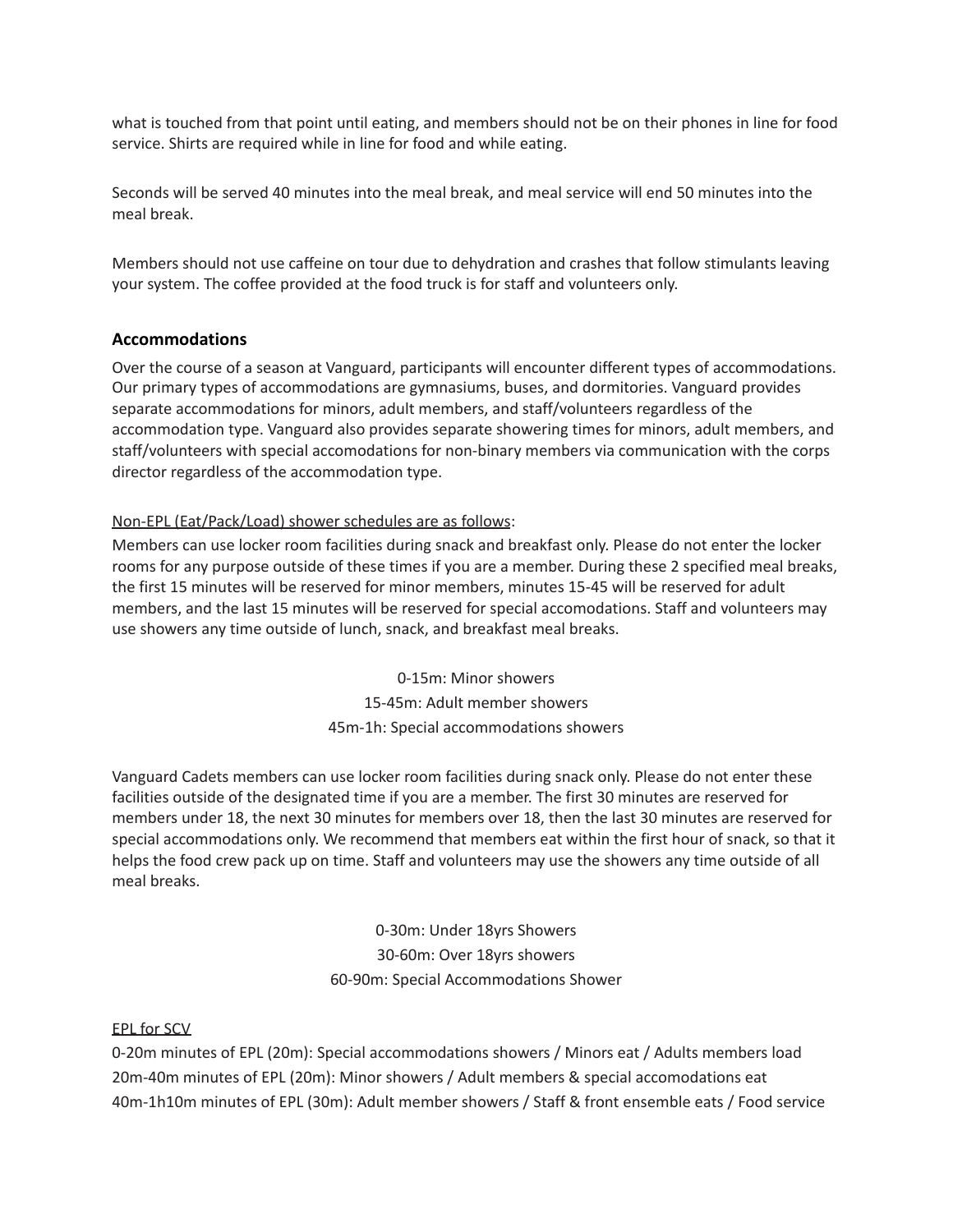what is touched from that point until eating, and members should not be on their phones in line for food service. Shirts are required while in line for food and while eating.

Seconds will be served 40 minutes into the meal break, and meal service will end 50 minutes into the meal break.

Members should not use caffeine on tour due to dehydration and crashes that follow stimulants leaving your system. The coffee provided at the food truck is for staff and volunteers only.

### Accommodations

Over the course of a season at Vanguard, participants will encounter different types of accommodations. Our primary types of accommodations are gymnasiums, buses, and dormitories. Vanguard provides separate accommodations for minors, adult members, and staff/volunteers regardless of the accommodation type. Vanguard also provides separate showering times for minors, adult members, and staff/volunteers with special accomodations for non-binary members via communication with the corps director regardless of the accommodation type.

<u>Non-EPL (Eat/Pack/Load) shower schedules are as follows</u>:

Members can use locker room facilities during snack and breakfast only. Please do not enter the locker rooms for any purpose outside of these times if you are a member. During these 2 specified meal breaks, the first 15 minutes will be reserved for minor members, minutes 15-45 will be reserved for adult members, and the last 15 minutes will be reserved for special accomodations. Staff and volunteers may use showers any time outside of lunch, snack, and breakfast meal breaks.

0-15m: Minor showers
15-45m: Adult member showers
45m-1h: Special accommodations showers

Vanguard Cadets members can use locker room facilities during snack only. Please do not enter these facilities outside of the designated time if you are a member. The first 30 minutes are reserved for members under 18, the next 30 minutes for members over 18, then the last 30 minutes are reserved for special accommodations only. We recommend that members eat within the first hour of snack, so that it helps the food crew pack up on time. Staff and volunteers may use the showers any time outside of all meal breaks.

0-30m: Under 18yrs Showers
30-60m: Over 18yrs showers
60-90m: Special Accommodations Shower

<u>EPL for SCV</u>

0-20m minutes of EPL (20m): Special accommodations showers / Minors eat / Adults members load
20m-40m minutes of EPL (20m): Minor showers / Adult members & special accomodations eat
40m-1h10m minutes of EPL (30m): Adult member showers / Staff & front ensemble eats / Food service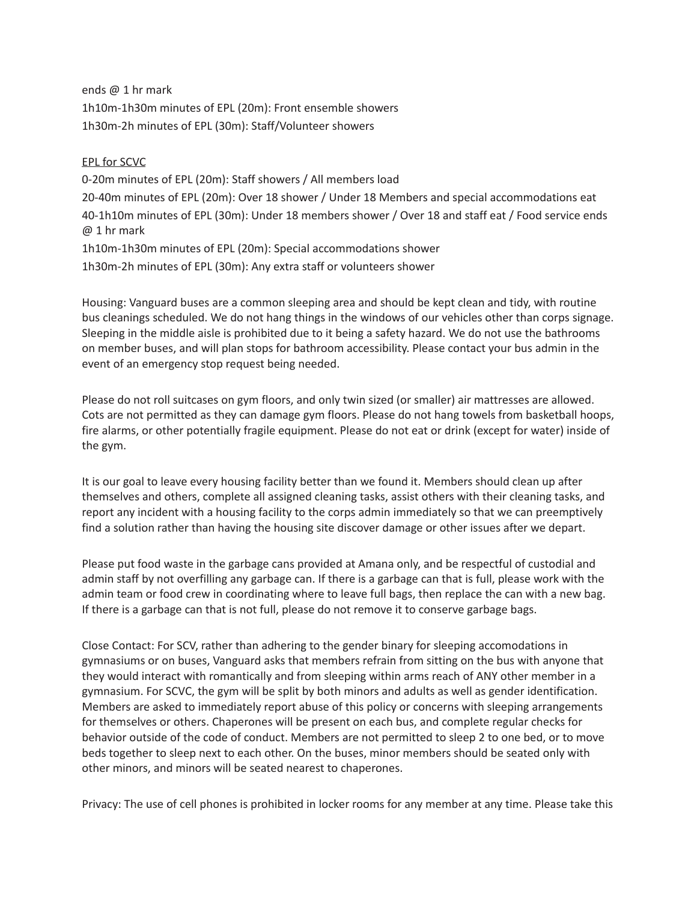ends @ 1 hr mark
1h10m-1h30m minutes of EPL (20m): Front ensemble showers
1h30m-2h minutes of EPL (30m): Staff/Volunteer showers

<u>EPL for SCVC</u>

0-20m minutes of EPL (20m): Staff showers / All members load
20-40m minutes of EPL (20m): Over 18 shower / Under 18 Members and special accommodations eat
40-1h10m minutes of EPL (30m): Under 18 members shower / Over 18 and staff eat / Food service ends @ 1 hr mark
1h10m-1h30m minutes of EPL (20m): Special accommodations shower
1h30m-2h minutes of EPL (30m): Any extra staff or volunteers shower

Housing: Vanguard buses are a common sleeping area and should be kept clean and tidy, with routine bus cleanings scheduled. We do not hang things in the windows of our vehicles other than corps signage. Sleeping in the middle aisle is prohibited due to it being a safety hazard. We do not use the bathrooms on member buses, and will plan stops for bathroom accessibility. Please contact your bus admin in the event of an emergency stop request being needed.

Please do not roll suitcases on gym floors, and only twin sized (or smaller) air mattresses are allowed. Cots are not permitted as they can damage gym floors. Please do not hang towels from basketball hoops, fire alarms, or other potentially fragile equipment. Please do not eat or drink (except for water) inside of the gym.

It is our goal to leave every housing facility better than we found it. Members should clean up after themselves and others, complete all assigned cleaning tasks, assist others with their cleaning tasks, and report any incident with a housing facility to the corps admin immediately so that we can preemptively find a solution rather than having the housing site discover damage or other issues after we depart.

Please put food waste in the garbage cans provided at Amana only, and be respectful of custodial and admin staff by not overfilling any garbage can. If there is a garbage can that is full, please work with the admin team or food crew in coordinating where to leave full bags, then replace the can with a new bag. If there is a garbage can that is not full, please do not remove it to conserve garbage bags.

Close Contact: For SCV, rather than adhering to the gender binary for sleeping accomodations in gymnasiums or on buses, Vanguard asks that members refrain from sitting on the bus with anyone that they would interact with romantically and from sleeping within arms reach of ANY other member in a gymnasium. For SCVC, the gym will be split by both minors and adults as well as gender identification. Members are asked to immediately report abuse of this policy or concerns with sleeping arrangements for themselves or others. Chaperones will be present on each bus, and complete regular checks for behavior outside of the code of conduct. Members are not permitted to sleep 2 to one bed, or to move beds together to sleep next to each other. On the buses, minor members should be seated only with other minors, and minors will be seated nearest to chaperones.

Privacy: The use of cell phones is prohibited in locker rooms for any member at any time. Please take this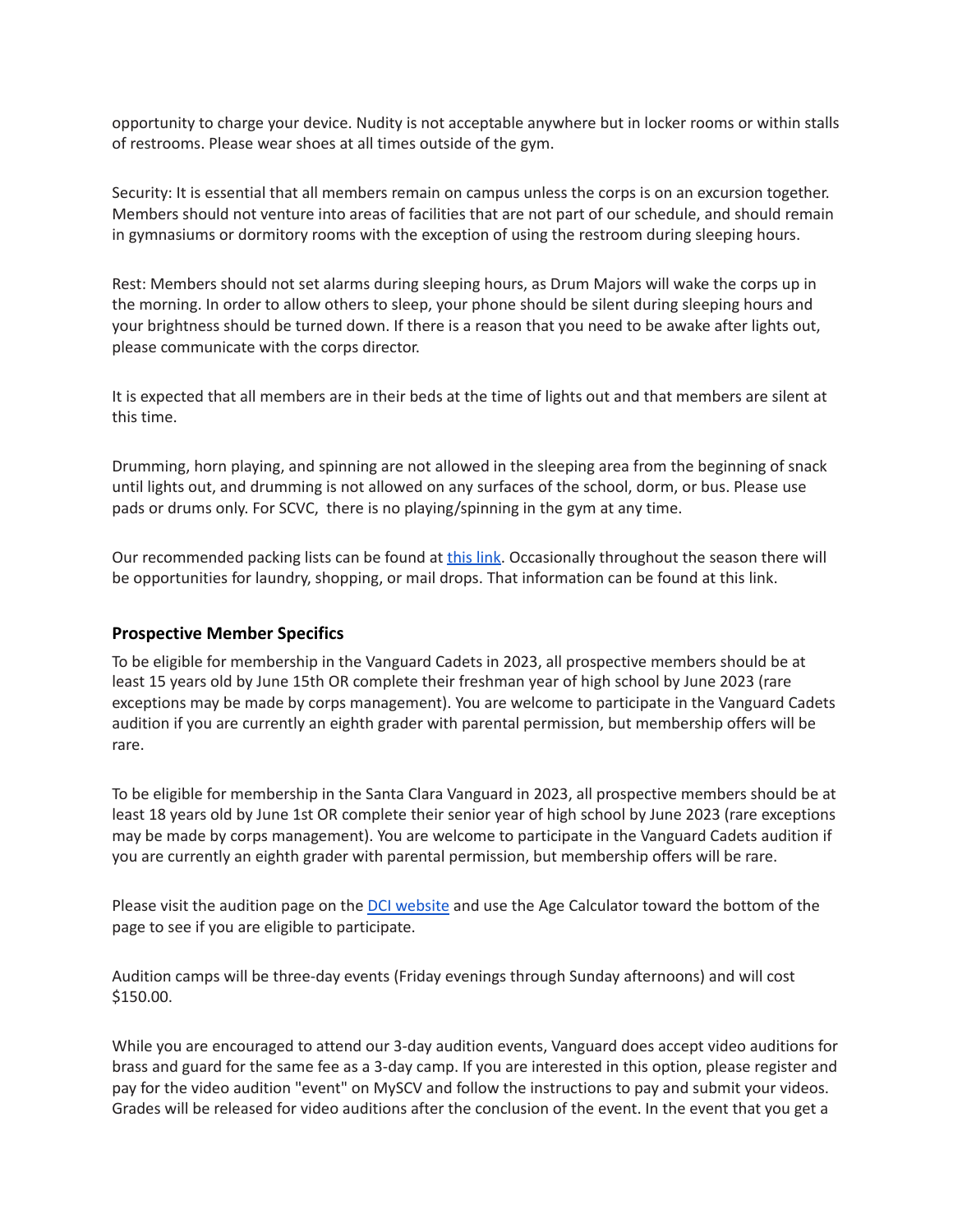opportunity to charge your device. Nudity is not acceptable anywhere but in locker rooms or within stalls of restrooms. Please wear shoes at all times outside of the gym.

Security: It is essential that all members remain on campus unless the corps is on an excursion together. Members should not venture into areas of facilities that are not part of our schedule, and should remain in gymnasiums or dormitory rooms with the exception of using the restroom during sleeping hours.

Rest: Members should not set alarms during sleeping hours, as Drum Majors will wake the corps up in the morning. In order to allow others to sleep, your phone should be silent during sleeping hours and your brightness should be turned down. If there is a reason that you need to be awake after lights out, please communicate with the corps director.

It is expected that all members are in their beds at the time of lights out and that members are silent at this time.

Drumming, horn playing, and spinning are not allowed in the sleeping area from the beginning of snack until lights out, and drumming is not allowed on any surfaces of the school, dorm, or bus. Please use pads or drums only. For SCVC, there is no playing/spinning in the gym at any time.

Our recommended packing lists can be found at this link. Occasionally throughout the season there will be opportunities for laundry, shopping, or mail drops. That information can be found at this link.

### Prospective Member Specifics

To be eligible for membership in the Vanguard Cadets in 2023, all prospective members should be at least 15 years old by June 15th OR complete their freshman year of high school by June 2023 (rare exceptions may be made by corps management). You are welcome to participate in the Vanguard Cadets audition if you are currently an eighth grader with parental permission, but membership offers will be rare.

To be eligible for membership in the Santa Clara Vanguard in 2023, all prospective members should be at least 18 years old by June 1st OR complete their senior year of high school by June 2023 (rare exceptions may be made by corps management). You are welcome to participate in the Vanguard Cadets audition if you are currently an eighth grader with parental permission, but membership offers will be rare.

Please visit the audition page on the DCI website and use the Age Calculator toward the bottom of the page to see if you are eligible to participate.

Audition camps will be three-day events (Friday evenings through Sunday afternoons) and will cost $150.00.

While you are encouraged to attend our 3-day audition events, Vanguard does accept video auditions for brass and guard for the same fee as a 3-day camp. If you are interested in this option, please register and pay for the video audition "event" on MySCV and follow the instructions to pay and submit your videos. Grades will be released for video auditions after the conclusion of the event. In the event that you get a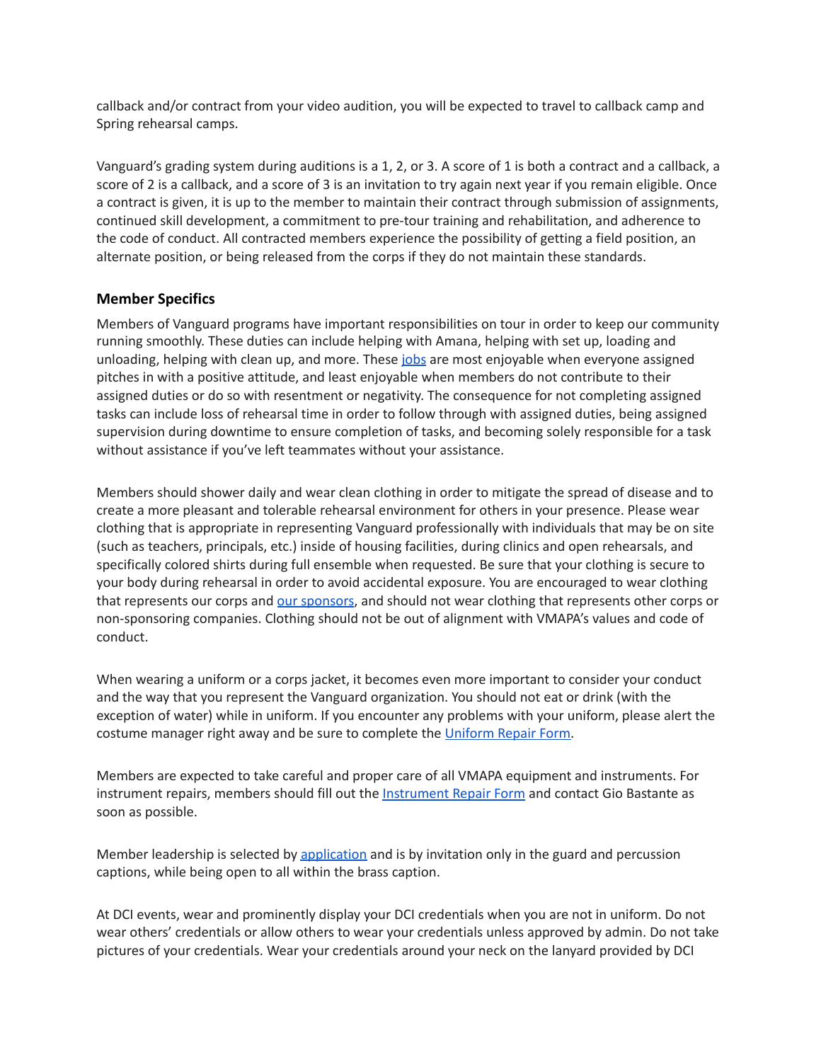callback and/or contract from your video audition, you will be expected to travel to callback camp and Spring rehearsal camps.

Vanguard's grading system during auditions is a 1, 2, or 3. A score of 1 is both a contract and a callback, a score of 2 is a callback, and a score of 3 is an invitation to try again next year if you remain eligible. Once a contract is given, it is up to the member to maintain their contract through submission of assignments, continued skill development, a commitment to pre-tour training and rehabilitation, and adherence to the code of conduct. All contracted members experience the possibility of getting a field position, an alternate position, or being released from the corps if they do not maintain these standards.

### Member Specifics

Members of Vanguard programs have important responsibilities on tour in order to keep our community running smoothly. These duties can include helping with Amana, helping with set up, loading and unloading, helping with clean up, and more. These jobs are most enjoyable when everyone assigned pitches in with a positive attitude, and least enjoyable when members do not contribute to their assigned duties or do so with resentment or negativity. The consequence for not completing assigned tasks can include loss of rehearsal time in order to follow through with assigned duties, being assigned supervision during downtime to ensure completion of tasks, and becoming solely responsible for a task without assistance if you've left teammates without your assistance.

Members should shower daily and wear clean clothing in order to mitigate the spread of disease and to create a more pleasant and tolerable rehearsal environment for others in your presence. Please wear clothing that is appropriate in representing Vanguard professionally with individuals that may be on site (such as teachers, principals, etc.) inside of housing facilities, during clinics and open rehearsals, and specifically colored shirts during full ensemble when requested. Be sure that your clothing is secure to your body during rehearsal in order to avoid accidental exposure. You are encouraged to wear clothing that represents our corps and our sponsors, and should not wear clothing that represents other corps or non-sponsoring companies. Clothing should not be out of alignment with VMAPA's values and code of conduct.

When wearing a uniform or a corps jacket, it becomes even more important to consider your conduct and the way that you represent the Vanguard organization. You should not eat or drink (with the exception of water) while in uniform. If you encounter any problems with your uniform, please alert the costume manager right away and be sure to complete the Uniform Repair Form.

Members are expected to take careful and proper care of all VMAPA equipment and instruments. For instrument repairs, members should fill out the Instrument Repair Form and contact Gio Bastante as soon as possible.

Member leadership is selected by application and is by invitation only in the guard and percussion captions, while being open to all within the brass caption.

At DCI events, wear and prominently display your DCI credentials when you are not in uniform. Do not wear others' credentials or allow others to wear your credentials unless approved by admin. Do not take pictures of your credentials. Wear your credentials around your neck on the lanyard provided by DCI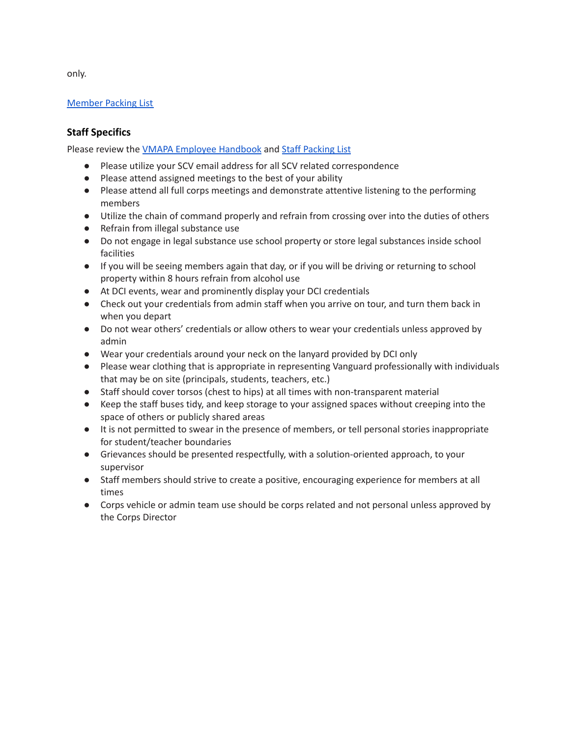only.

[Member Packing List]

### Staff Specifics

Please review the [VMAPA Employee Handbook] and [Staff Packing List]

- Please utilize your SCV email address for all SCV related correspondence
- Please attend assigned meetings to the best of your ability
- Please attend all full corps meetings and demonstrate attentive listening to the performing members
- Utilize the chain of command properly and refrain from crossing over into the duties of others
- Refrain from illegal substance use
- Do not engage in legal substance use school property or store legal substances inside school facilities
- If you will be seeing members again that day, or if you will be driving or returning to school property within 8 hours refrain from alcohol use
- At DCI events, wear and prominently display your DCI credentials
- Check out your credentials from admin staff when you arrive on tour, and turn them back in when you depart
- Do not wear others' credentials or allow others to wear your credentials unless approved by admin
- Wear your credentials around your neck on the lanyard provided by DCI only
- Please wear clothing that is appropriate in representing Vanguard professionally with individuals that may be on site (principals, students, teachers, etc.)
- Staff should cover torsos (chest to hips) at all times with non-transparent material
- Keep the staff buses tidy, and keep storage to your assigned spaces without creeping into the space of others or publicly shared areas
- It is not permitted to swear in the presence of members, or tell personal stories inappropriate for student/teacher boundaries
- Grievances should be presented respectfully, with a solution-oriented approach, to your supervisor
- Staff members should strive to create a positive, encouraging experience for members at all times
- Corps vehicle or admin team use should be corps related and not personal unless approved by the Corps Director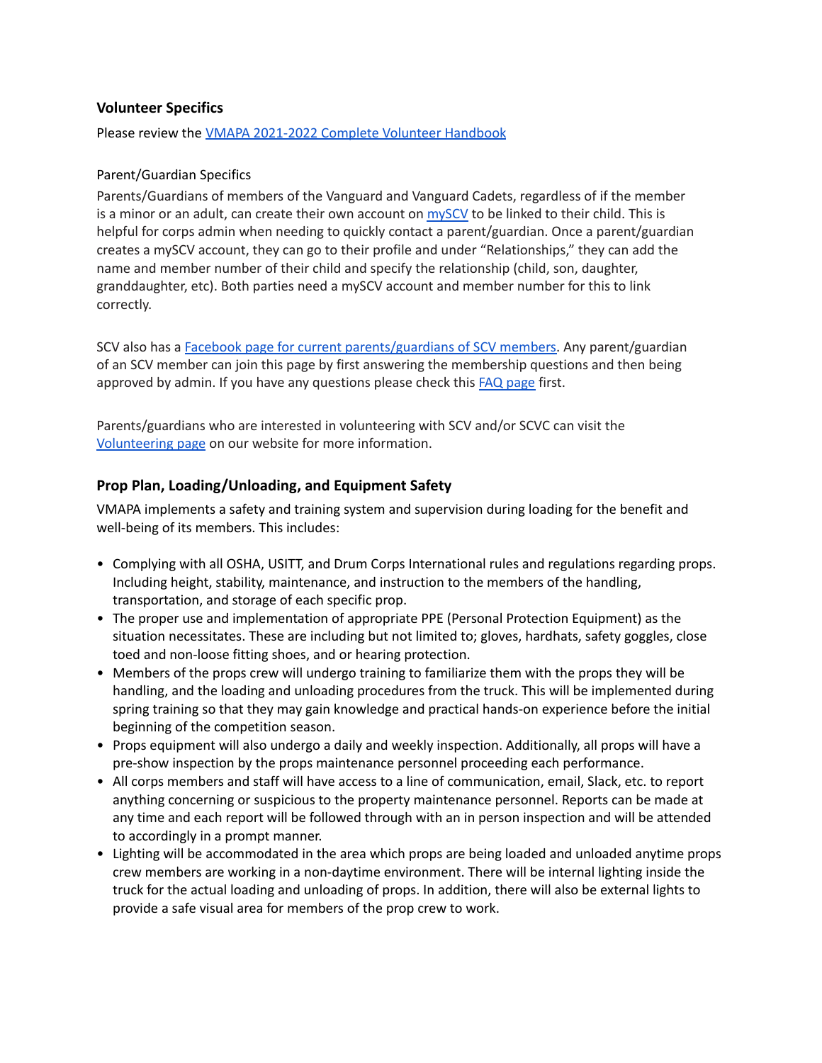### Volunteer Specifics

Please review the [VMAPA 2021-2022 Complete Volunteer Handbook]()

Parent/Guardian Specifics

Parents/Guardians of members of the Vanguard and Vanguard Cadets, regardless of if the member is a minor or an adult, can create their own account on [mySCV]() to be linked to their child. This is helpful for corps admin when needing to quickly contact a parent/guardian. Once a parent/guardian creates a mySCV account, they can go to their profile and under "Relationships," they can add the name and member number of their child and specify the relationship (child, son, daughter, granddaughter, etc). Both parties need a mySCV account and member number for this to link correctly.

SCV also has a [Facebook page for current parents/guardians of SCV members](). Any parent/guardian of an SCV member can join this page by first answering the membership questions and then being approved by admin. If you have any questions please check this [FAQ page]() first.

Parents/guardians who are interested in volunteering with SCV and/or SCVC can visit the [Volunteering page]() on our website for more information.

### Prop Plan, Loading/Unloading, and Equipment Safety

VMAPA implements a safety and training system and supervision during loading for the benefit and well-being of its members. This includes:

- Complying with all OSHA, USITT, and Drum Corps International rules and regulations regarding props. Including height, stability, maintenance, and instruction to the members of the handling, transportation, and storage of each specific prop.
- The proper use and implementation of appropriate PPE (Personal Protection Equipment) as the situation necessitates. These are including but not limited to; gloves, hardhats, safety goggles, close toed and non-loose fitting shoes, and or hearing protection.
- Members of the props crew will undergo training to familiarize them with the props they will be handling, and the loading and unloading procedures from the truck. This will be implemented during spring training so that they may gain knowledge and practical hands-on experience before the initial beginning of the competition season.
- Props equipment will also undergo a daily and weekly inspection. Additionally, all props will have a pre-show inspection by the props maintenance personnel proceeding each performance.
- All corps members and staff will have access to a line of communication, email, Slack, etc. to report anything concerning or suspicious to the property maintenance personnel. Reports can be made at any time and each report will be followed through with an in person inspection and will be attended to accordingly in a prompt manner.
- Lighting will be accommodated in the area which props are being loaded and unloaded anytime props crew members are working in a non-daytime environment. There will be internal lighting inside the truck for the actual loading and unloading of props. In addition, there will also be external lights to provide a safe visual area for members of the prop crew to work.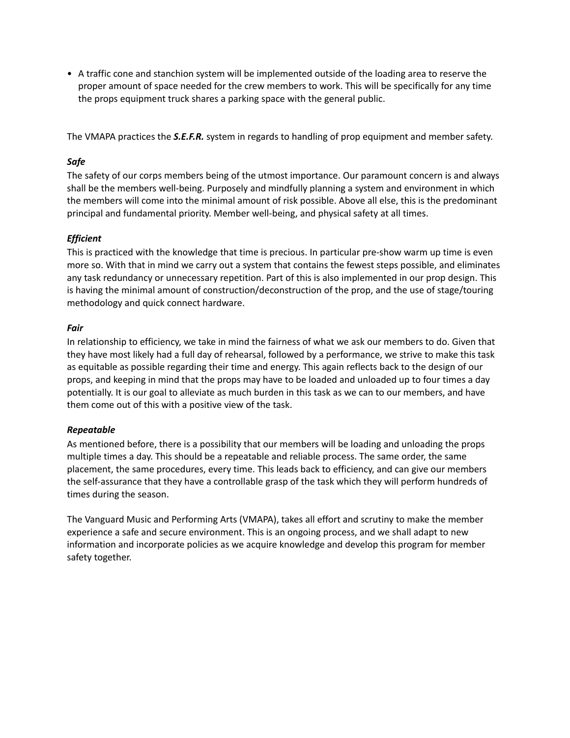- A traffic cone and stanchion system will be implemented outside of the loading area to reserve the proper amount of space needed for the crew members to work. This will be specifically for any time the props equipment truck shares a parking space with the general public.

The VMAPA practices the ***S.E.F.R.*** system in regards to handling of prop equipment and member safety.

***Safe***

The safety of our corps members being of the utmost importance. Our paramount concern is and always shall be the members well-being. Purposely and mindfully planning a system and environment in which the members will come into the minimal amount of risk possible. Above all else, this is the predominant principal and fundamental priority. Member well-being, and physical safety at all times.

***Efficient***

This is practiced with the knowledge that time is precious. In particular pre-show warm up time is even more so. With that in mind we carry out a system that contains the fewest steps possible, and eliminates any task redundancy or unnecessary repetition. Part of this is also implemented in our prop design. This is having the minimal amount of construction/deconstruction of the prop, and the use of stage/touring methodology and quick connect hardware.

***Fair***

In relationship to efficiency, we take in mind the fairness of what we ask our members to do. Given that they have most likely had a full day of rehearsal, followed by a performance, we strive to make this task as equitable as possible regarding their time and energy. This again reflects back to the design of our props, and keeping in mind that the props may have to be loaded and unloaded up to four times a day potentially. It is our goal to alleviate as much burden in this task as we can to our members, and have them come out of this with a positive view of the task.

***Repeatable***

As mentioned before, there is a possibility that our members will be loading and unloading the props multiple times a day. This should be a repeatable and reliable process. The same order, the same placement, the same procedures, every time. This leads back to efficiency, and can give our members the self-assurance that they have a controllable grasp of the task which they will perform hundreds of times during the season.

The Vanguard Music and Performing Arts (VMAPA), takes all effort and scrutiny to make the member experience a safe and secure environment. This is an ongoing process, and we shall adapt to new information and incorporate policies as we acquire knowledge and develop this program for member safety together.